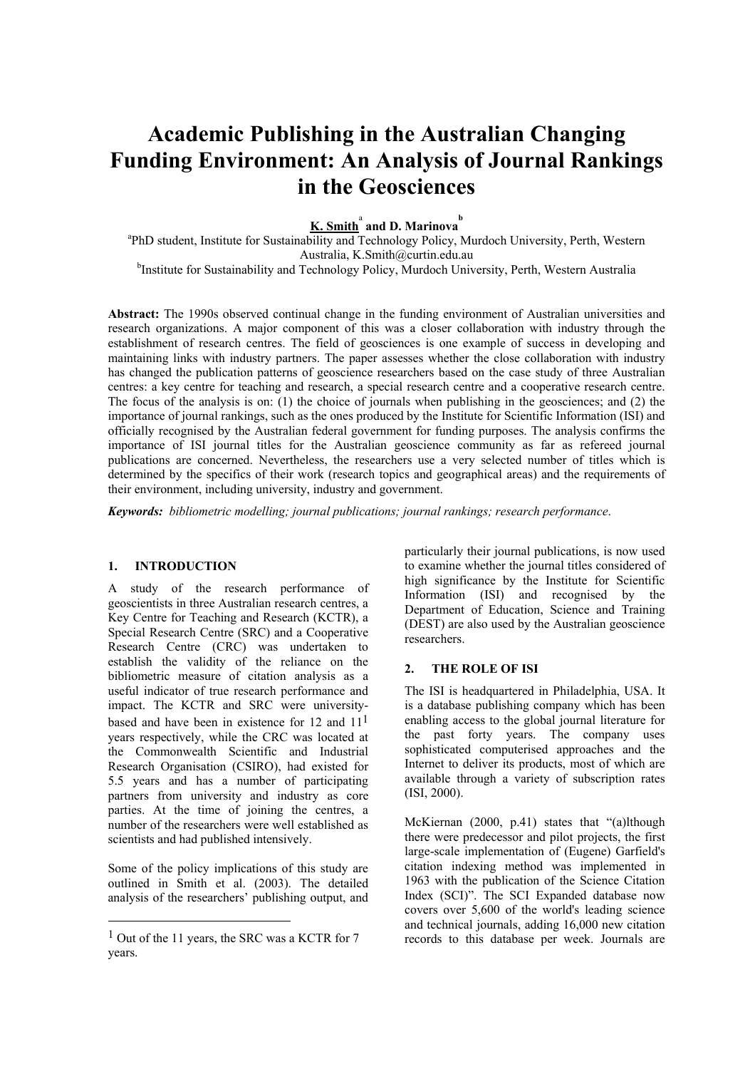# Academic Publishing in the Australian Changing Funding Environment: An Analysis of Journal Rankings in the Geosciences

**K. Smith**[a] **and D. Marinova**[b]

[a]PhD student, Institute for Sustainability and Technology Policy, Murdoch University, Perth, Western Australia, K.Smith@curtin.edu.au

[b]Institute for Sustainability and Technology Policy, Murdoch University, Perth, Western Australia

**Abstract:** The 1990s observed continual change in the funding environment of Australian universities and research organizations. A major component of this was a closer collaboration with industry through the establishment of research centres. The field of geosciences is one example of success in developing and maintaining links with industry partners. The paper assesses whether the close collaboration with industry has changed the publication patterns of geoscience researchers based on the case study of three Australian centres: a key centre for teaching and research, a special research centre and a cooperative research centre. The focus of the analysis is on: (1) the choice of journals when publishing in the geosciences; and (2) the importance of journal rankings, such as the ones produced by the Institute for Scientific Information (ISI) and officially recognised by the Australian federal government for funding purposes. The analysis confirms the importance of ISI journal titles for the Australian geoscience community as far as refereed journal publications are concerned. Nevertheless, the researchers use a very selected number of titles which is determined by the specifics of their work (research topics and geographical areas) and the requirements of their environment, including university, industry and government.

***Keywords:*** *bibliometric modelling; journal publications; journal rankings; research performance.*

## 1. INTRODUCTION

A study of the research performance of geoscientists in three Australian research centres, a Key Centre for Teaching and Research (KCTR), a Special Research Centre (SRC) and a Cooperative Research Centre (CRC) was undertaken to establish the validity of the reliance on the bibliometric measure of citation analysis as a useful indicator of true research performance and impact. The KCTR and SRC were university-based and have been in existence for 12 and 11[1] years respectively, while the CRC was located at the Commonwealth Scientific and Industrial Research Organisation (CSIRO), had existed for 5.5 years and has a number of participating partners from university and industry as core parties. At the time of joining the centres, a number of the researchers were well established as scientists and had published intensively.

Some of the policy implications of this study are outlined in Smith et al. (2003). The detailed analysis of the researchers' publishing output, and particularly their journal publications, is now used to examine whether the journal titles considered of high significance by the Institute for Scientific Information (ISI) and recognised by the Department of Education, Science and Training (DEST) are also used by the Australian geoscience researchers.

## 2. THE ROLE OF ISI

The ISI is headquartered in Philadelphia, USA. It is a database publishing company which has been enabling access to the global journal literature for the past forty years. The company uses sophisticated computerised approaches and the Internet to deliver its products, most of which are available through a variety of subscription rates (ISI, 2000).

McKiernan (2000, p.41) states that "(a)lthough there were predecessor and pilot projects, the first large-scale implementation of (Eugene) Garfield's citation indexing method was implemented in 1963 with the publication of the Science Citation Index (SCI)". The SCI Expanded database now covers over 5,600 of the world's leading science and technical journals, adding 16,000 new citation records to this database per week. Journals are

[1] Out of the 11 years, the SRC was a KCTR for 7 years.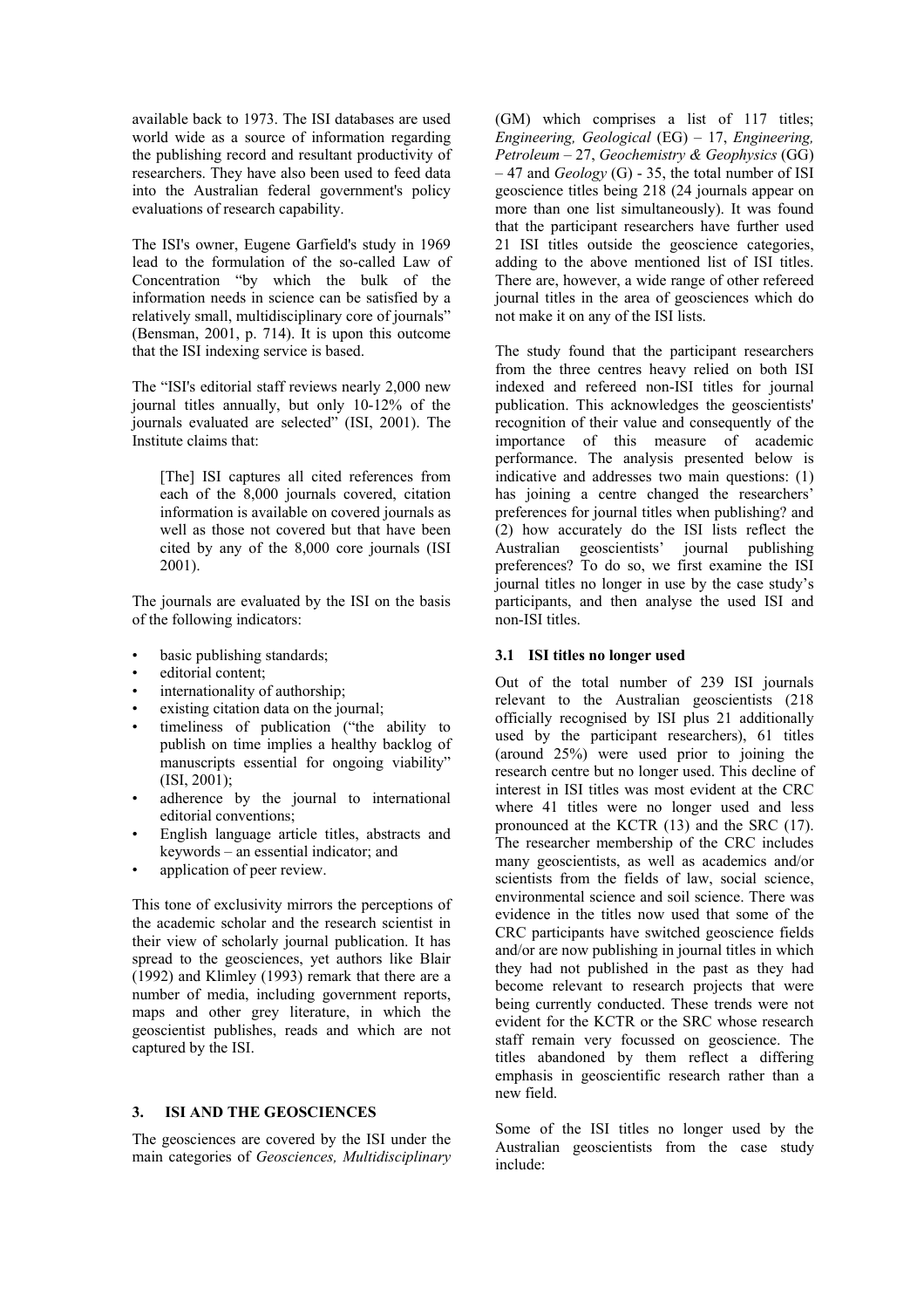available back to 1973. The ISI databases are used world wide as a source of information regarding the publishing record and resultant productivity of researchers. They have also been used to feed data into the Australian federal government's policy evaluations of research capability.

The ISI's owner, Eugene Garfield's study in 1969 lead to the formulation of the so-called Law of Concentration "by which the bulk of the information needs in science can be satisfied by a relatively small, multidisciplinary core of journals" (Bensman, 2001, p. 714). It is upon this outcome that the ISI indexing service is based.

The "ISI's editorial staff reviews nearly 2,000 new journal titles annually, but only 10-12% of the journals evaluated are selected" (ISI, 2001). The Institute claims that:

> [The] ISI captures all cited references from each of the 8,000 journals covered, citation information is available on covered journals as well as those not covered but that have been cited by any of the 8,000 core journals (ISI 2001).

The journals are evaluated by the ISI on the basis of the following indicators:

- basic publishing standards;
- editorial content;
- internationality of authorship;
- existing citation data on the journal;
- timeliness of publication ("the ability to publish on time implies a healthy backlog of manuscripts essential for ongoing viability" (ISI, 2001);
- adherence by the journal to international editorial conventions;
- English language article titles, abstracts and keywords – an essential indicator; and
- application of peer review.

This tone of exclusivity mirrors the perceptions of the academic scholar and the research scientist in their view of scholarly journal publication. It has spread to the geosciences, yet authors like Blair (1992) and Klimley (1993) remark that there are a number of media, including government reports, maps and other grey literature, in which the geoscientist publishes, reads and which are not captured by the ISI.

## 3. ISI AND THE GEOSCIENCES

The geosciences are covered by the ISI under the main categories of *Geosciences, Multidisciplinary* (GM) which comprises a list of 117 titles; *Engineering, Geological* (EG) – 17, *Engineering, Petroleum* – 27, *Geochemistry & Geophysics* (GG) – 47 and *Geology* (G) - 35, the total number of ISI geoscience titles being 218 (24 journals appear on more than one list simultaneously). It was found that the participant researchers have further used 21 ISI titles outside the geoscience categories, adding to the above mentioned list of ISI titles. There are, however, a wide range of other refereed journal titles in the area of geosciences which do not make it on any of the ISI lists.

The study found that the participant researchers from the three centres heavy relied on both ISI indexed and refereed non-ISI titles for journal publication. This acknowledges the geoscientists' recognition of their value and consequently of the importance of this measure of academic performance. The analysis presented below is indicative and addresses two main questions: (1) has joining a centre changed the researchers' preferences for journal titles when publishing? and (2) how accurately do the ISI lists reflect the Australian geoscientists' journal publishing preferences? To do so, we first examine the ISI journal titles no longer in use by the case study's participants, and then analyse the used ISI and non-ISI titles.

### 3.1 ISI titles no longer used

Out of the total number of 239 ISI journals relevant to the Australian geoscientists (218 officially recognised by ISI plus 21 additionally used by the participant researchers), 61 titles (around 25%) were used prior to joining the research centre but no longer used. This decline of interest in ISI titles was most evident at the CRC where 41 titles were no longer used and less pronounced at the KCTR (13) and the SRC (17). The researcher membership of the CRC includes many geoscientists, as well as academics and/or scientists from the fields of law, social science, environmental science and soil science. There was evidence in the titles now used that some of the CRC participants have switched geoscience fields and/or are now publishing in journal titles in which they had not published in the past as they had become relevant to research projects that were being currently conducted. These trends were not evident for the KCTR or the SRC whose research staff remain very focussed on geoscience. The titles abandoned by them reflect a differing emphasis in geoscientific research rather than a new field.

Some of the ISI titles no longer used by the Australian geoscientists from the case study include: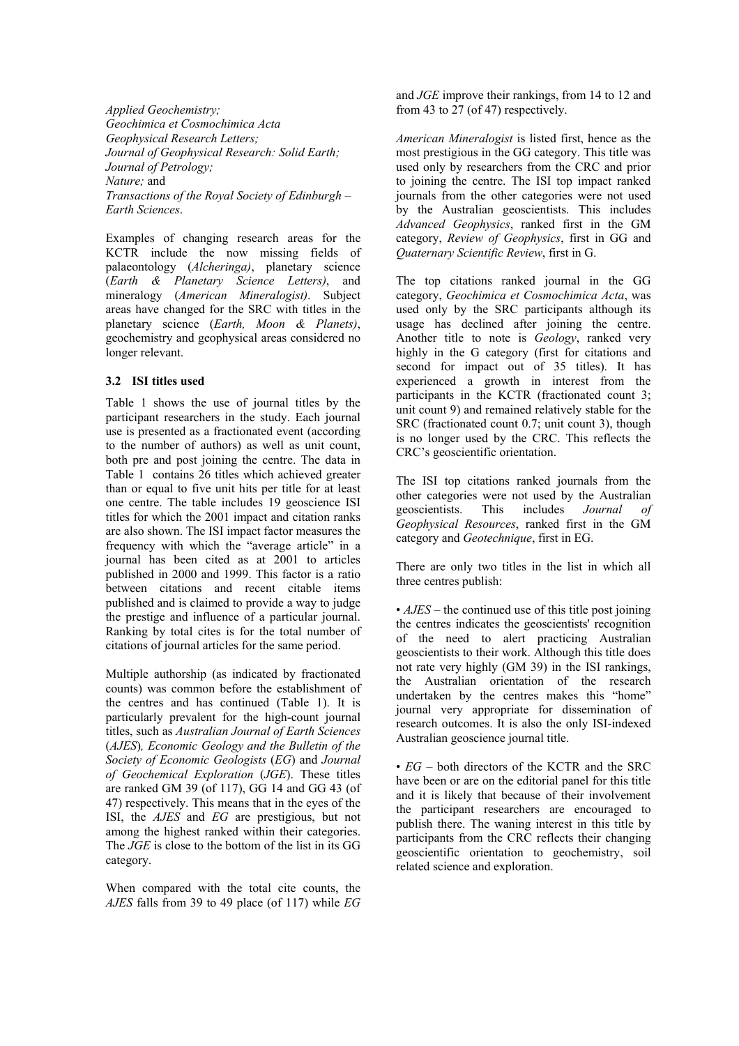*Applied Geochemistry;*
*Geochimica et Cosmochimica Acta*
*Geophysical Research Letters;*
*Journal of Geophysical Research: Solid Earth;*
*Journal of Petrology;*
*Nature;* and
*Transactions of the Royal Society of Edinburgh – Earth Sciences*.

Examples of changing research areas for the KCTR include the now missing fields of palaeontology (*Alcheringa)*, planetary science (*Earth & Planetary Science Letters)*, and mineralogy (*American Mineralogist)*. Subject areas have changed for the SRC with titles in the planetary science (*Earth, Moon & Planets)*, geochemistry and geophysical areas considered no longer relevant.

### 3.2 ISI titles used

Table 1 shows the use of journal titles by the participant researchers in the study. Each journal use is presented as a fractionated event (according to the number of authors) as well as unit count, both pre and post joining the centre. The data in Table 1 contains 26 titles which achieved greater than or equal to five unit hits per title for at least one centre. The table includes 19 geoscience ISI titles for which the 2001 impact and citation ranks are also shown. The ISI impact factor measures the frequency with which the "average article" in a journal has been cited as at 2001 to articles published in 2000 and 1999. This factor is a ratio between citations and recent citable items published and is claimed to provide a way to judge the prestige and influence of a particular journal. Ranking by total cites is for the total number of citations of journal articles for the same period.

Multiple authorship (as indicated by fractionated counts) was common before the establishment of the centres and has continued (Table 1). It is particularly prevalent for the high-count journal titles, such as *Australian Journal of Earth Sciences* (*AJES*)*, Economic Geology and the Bulletin of the Society of Economic Geologists* (*EG*) and *Journal of Geochemical Exploration* (*JGE*). These titles are ranked GM 39 (of 117), GG 14 and GG 43 (of 47) respectively. This means that in the eyes of the ISI, the *AJES* and *EG* are prestigious, but not among the highest ranked within their categories. The *JGE* is close to the bottom of the list in its GG category.

When compared with the total cite counts, the *AJES* falls from 39 to 49 place (of 117) while *EG* and *JGE* improve their rankings, from 14 to 12 and from 43 to 27 (of 47) respectively.

*American Mineralogist* is listed first, hence as the most prestigious in the GG category. This title was used only by researchers from the CRC and prior to joining the centre. The ISI top impact ranked journals from the other categories were not used by the Australian geoscientists. This includes *Advanced Geophysics*, ranked first in the GM category, *Review of Geophysics*, first in GG and *Quaternary Scientific Review*, first in G.

The top citations ranked journal in the GG category, *Geochimica et Cosmochimica Acta*, was used only by the SRC participants although its usage has declined after joining the centre. Another title to note is *Geology*, ranked very highly in the G category (first for citations and second for impact out of 35 titles). It has experienced a growth in interest from the participants in the KCTR (fractionated count 3; unit count 9) and remained relatively stable for the SRC (fractionated count 0.7; unit count 3), though is no longer used by the CRC. This reflects the CRC's geoscientific orientation.

The ISI top citations ranked journals from the other categories were not used by the Australian geoscientists. This includes *Journal of Geophysical Resources*, ranked first in the GM category and *Geotechnique*, first in EG.

There are only two titles in the list in which all three centres publish:

- *AJES* – the continued use of this title post joining the centres indicates the geoscientists' recognition of the need to alert practicing Australian geoscientists to their work. Although this title does not rate very highly (GM 39) in the ISI rankings, the Australian orientation of the research undertaken by the centres makes this "home" journal very appropriate for dissemination of research outcomes. It is also the only ISI-indexed Australian geoscience journal title.

- *EG* – both directors of the KCTR and the SRC have been or are on the editorial panel for this title and it is likely that because of their involvement the participant researchers are encouraged to publish there. The waning interest in this title by participants from the CRC reflects their changing geoscientific orientation to geochemistry, soil related science and exploration.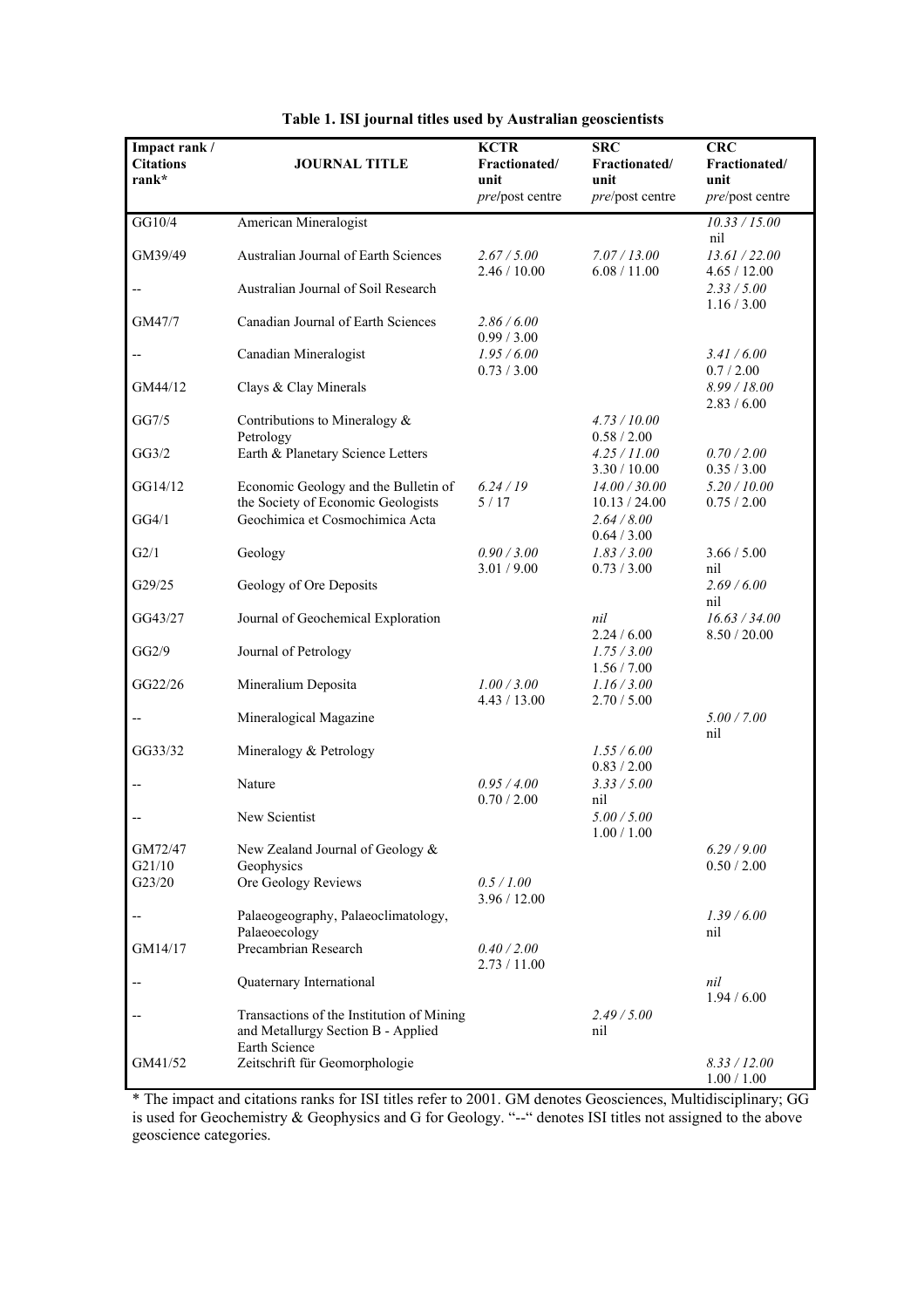**Table 1. ISI journal titles used by Australian geoscientists**

| Impact rank / Citations rank* | JOURNAL TITLE | KCTR Fractionated/ unit *pre*/post centre | SRC Fractionated/ unit *pre*/post centre | CRC Fractionated/ unit *pre*/post centre |
|---|---|---|---|---|
| GG10/4 | American Mineralogist | | | *10.33 / 15.00*<br>nil |
| GM39/49 | Australian Journal of Earth Sciences | *2.67 / 5.00*<br>2.46 / 10.00 | *7.07 / 13.00*<br>6.08 / 11.00 | *13.61 / 22.00*<br>4.65 / 12.00 |
| -- | Australian Journal of Soil Research | | | *2.33 / 5.00*<br>1.16 / 3.00 |
| GM47/7 | Canadian Journal of Earth Sciences | *2.86 / 6.00*<br>0.99 / 3.00 | | |
| -- | Canadian Mineralogist | *1.95 / 6.00*<br>0.73 / 3.00 | | *3.41 / 6.00*<br>0.7 / 2.00 |
| GM44/12 | Clays & Clay Minerals | | | *8.99 / 18.00*<br>2.83 / 6.00 |
| GG7/5 | Contributions to Mineralogy & Petrology | | *4.73 / 10.00*<br>0.58 / 2.00 | |
| GG3/2 | Earth & Planetary Science Letters | | *4.25 / 11.00*<br>3.30 / 10.00 | *0.70 / 2.00*<br>0.35 / 3.00 |
| GG14/12 | Economic Geology and the Bulletin of the Society of Economic Geologists | *6.24 / 19*<br>5 / 17 | *14.00 / 30.00*<br>10.13 / 24.00 | *5.20 / 10.00*<br>0.75 / 2.00 |
| GG4/1 | Geochimica et Cosmochimica Acta | | *2.64 / 8.00*<br>0.64 / 3.00 | |
| G2/1 | Geology | *0.90 / 3.00*<br>3.01 / 9.00 | *1.83 / 3.00*<br>0.73 / 3.00 | 3.66 / 5.00<br>nil |
| G29/25 | Geology of Ore Deposits | | | *2.69 / 6.00*<br>nil |
| GG43/27 | Journal of Geochemical Exploration | | *nil*<br>2.24 / 6.00 | *16.63 / 34.00*<br>8.50 / 20.00 |
| GG2/9 | Journal of Petrology | | *1.75 / 3.00*<br>1.56 / 7.00 | |
| GG22/26 | Mineralium Deposita | *1.00 / 3.00*<br>4.43 / 13.00 | *1.16 / 3.00*<br>2.70 / 5.00 | |
| -- | Mineralogical Magazine | | | *5.00 / 7.00*<br>nil |
| GG33/32 | Mineralogy & Petrology | | *1.55 / 6.00*<br>0.83 / 2.00 | |
| -- | Nature | *0.95 / 4.00*<br>0.70 / 2.00 | *3.33 / 5.00*<br>nil | |
| -- | New Scientist | | *5.00 / 5.00*<br>1.00 / 1.00 | |
| GM72/47<br>G21/10 | New Zealand Journal of Geology & Geophysics | | | *6.29 / 9.00*<br>0.50 / 2.00 |
| G23/20 | Ore Geology Reviews | *0.5 / 1.00*<br>3.96 / 12.00 | | |
| -- | Palaeogeography, Palaeoclimatology, Palaeoecology | | | *1.39 / 6.00*<br>nil |
| GM14/17 | Precambrian Research | *0.40 / 2.00*<br>2.73 / 11.00 | | |
| -- | Quaternary International | | | *nil*<br>1.94 / 6.00 |
| -- | Transactions of the Institution of Mining and Metallurgy Section B - Applied Earth Science | | *2.49 / 5.00*<br>nil | |
| GM41/52 | Zeitschrift für Geomorphologie | | | *8.33 / 12.00*<br>1.00 / 1.00 |

\* The impact and citations ranks for ISI titles refer to 2001. GM denotes Geosciences, Multidisciplinary; GG is used for Geochemistry & Geophysics and G for Geology. "--" denotes ISI titles not assigned to the above geoscience categories.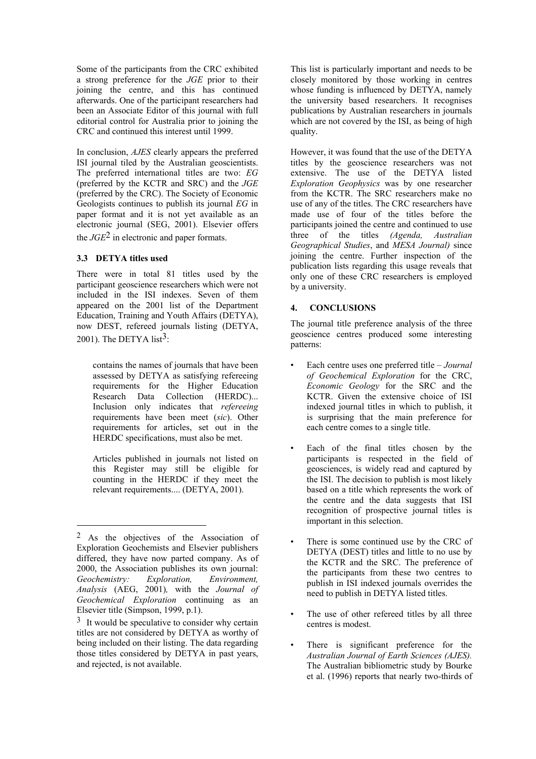Some of the participants from the CRC exhibited a strong preference for the *JGE* prior to their joining the centre, and this has continued afterwards. One of the participant researchers had been an Associate Editor of this journal with full editorial control for Australia prior to joining the CRC and continued this interest until 1999.

In conclusion, *AJES* clearly appears the preferred ISI journal tiled by the Australian geoscientists. The preferred international titles are two: *EG* (preferred by the KCTR and SRC) and the *JGE* (preferred by the CRC). The Society of Economic Geologists continues to publish its journal *EG* in paper format and it is not yet available as an electronic journal (SEG, 2001). Elsevier offers the *JGE*[2] in electronic and paper formats.

### 3.3 DETYA titles used

There were in total 81 titles used by the participant geoscience researchers which were not included in the ISI indexes. Seven of them appeared on the 2001 list of the Department Education, Training and Youth Affairs (DETYA), now DEST, refereed journals listing (DETYA, 2001). The DETYA list[3]:

> contains the names of journals that have been assessed by DETYA as satisfying refereeing requirements for the Higher Education Research Data Collection (HERDC)... Inclusion only indicates that *refereeing* requirements have been meet (*sic*). Other requirements for articles, set out in the HERDC specifications, must also be met.
>
> Articles published in journals not listed on this Register may still be eligible for counting in the HERDC if they meet the relevant requirements.... (DETYA, 2001).

This list is particularly important and needs to be closely monitored by those working in centres whose funding is influenced by DETYA, namely the university based researchers. It recognises publications by Australian researchers in journals which are not covered by the ISI, as being of high quality.

However, it was found that the use of the DETYA titles by the geoscience researchers was not extensive. The use of the DETYA listed *Exploration Geophysics* was by one researcher from the KCTR. The SRC researchers make no use of any of the titles. The CRC researchers have made use of four of the titles before the participants joined the centre and continued to use three of the titles *(Agenda, Australian Geographical Studies*, and *MESA Journal)* since joining the centre. Further inspection of the publication lists regarding this usage reveals that only one of these CRC researchers is employed by a university.

## 4. CONCLUSIONS

The journal title preference analysis of the three geoscience centres produced some interesting patterns:

- Each centre uses one preferred title – *Journal of Geochemical Exploration* for the CRC, *Economic Geology* for the SRC and the KCTR. Given the extensive choice of ISI indexed journal titles in which to publish, it is surprising that the main preference for each centre comes to a single title.
- Each of the final titles chosen by the participants is respected in the field of geosciences, is widely read and captured by the ISI. The decision to publish is most likely based on a title which represents the work of the centre and the data suggests that ISI recognition of prospective journal titles is important in this selection.
- There is some continued use by the CRC of DETYA (DEST) titles and little to no use by the KCTR and the SRC. The preference of the participants from these two centres to publish in ISI indexed journals overrides the need to publish in DETYA listed titles.
- The use of other refereed titles by all three centres is modest.
- There is significant preference for the *Australian Journal of Earth Sciences (AJES).* The Australian bibliometric study by Bourke et al. (1996) reports that nearly two-thirds of

---

[2] As the objectives of the Association of Exploration Geochemists and Elsevier publishers differed, they have now parted company. As of 2000, the Association publishes its own journal: *Geochemistry: Exploration, Environment, Analysis* (AEG, 2001)*,* with the *Journal of Geochemical Exploration* continuing as an Elsevier title (Simpson, 1999, p.1).

[3] It would be speculative to consider why certain titles are not considered by DETYA as worthy of being included on their listing. The data regarding those titles considered by DETYA in past years, and rejected, is not available.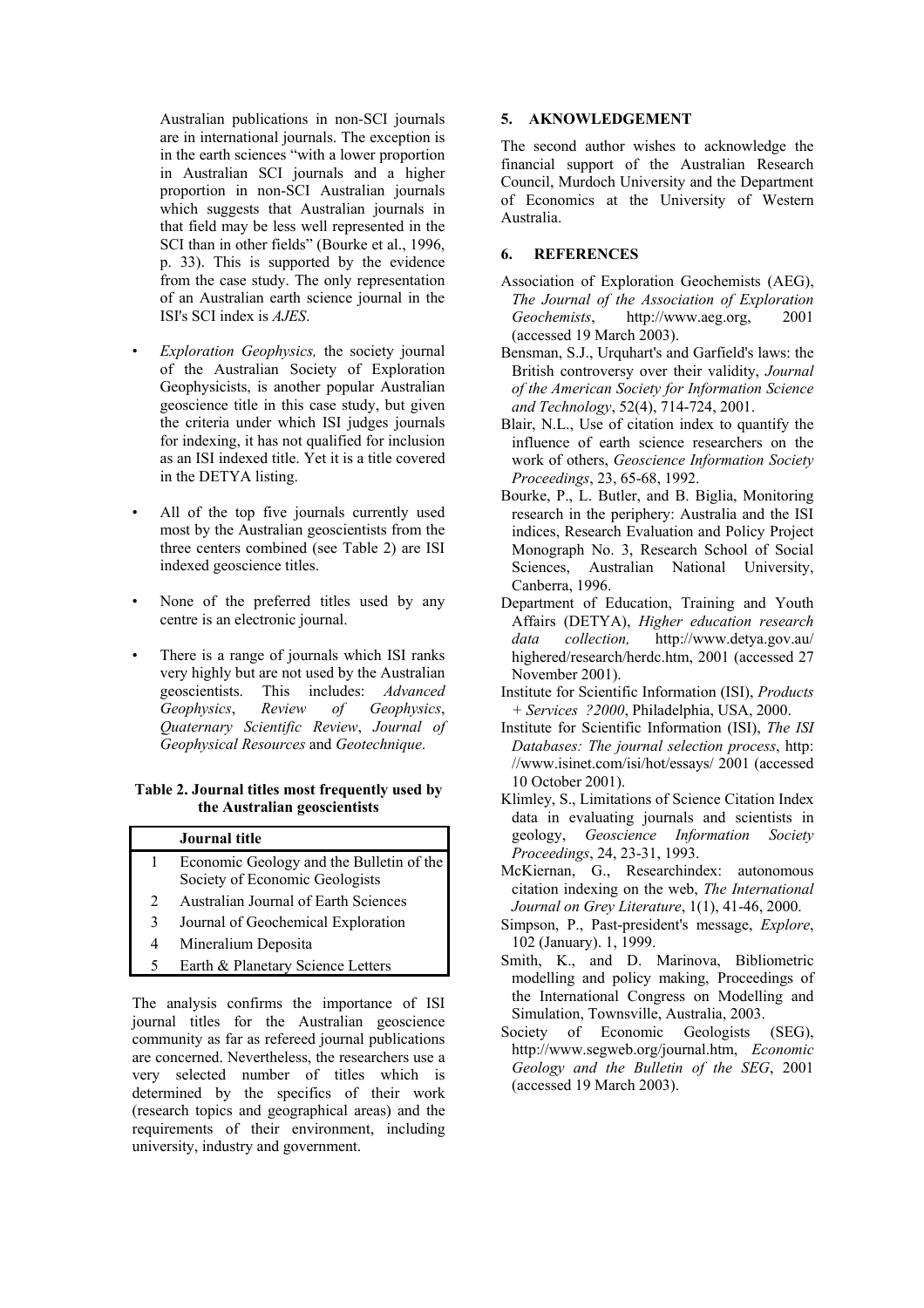Australian publications in non-SCI journals are in international journals. The exception is in the earth sciences "with a lower proportion in Australian SCI journals and a higher proportion in non-SCI Australian journals which suggests that Australian journals in that field may be less well represented in the SCI than in other fields" (Bourke et al., 1996, p. 33). This is supported by the evidence from the case study. The only representation of an Australian earth science journal in the ISI's SCI index is *AJES*.

- *Exploration Geophysics,* the society journal of the Australian Society of Exploration Geophysicists, is another popular Australian geoscience title in this case study, but given the criteria under which ISI judges journals for indexing, it has not qualified for inclusion as an ISI indexed title. Yet it is a title covered in the DETYA listing.

- All of the top five journals currently used most by the Australian geoscientists from the three centers combined (see Table 2) are ISI indexed geoscience titles.

- None of the preferred titles used by any centre is an electronic journal.

- There is a range of journals which ISI ranks very highly but are not used by the Australian geoscientists. This includes: *Advanced Geophysics*, *Review of Geophysics*, *Quaternary Scientific Review*, *Journal of Geophysical Resources* and *Geotechnique*.

**Table 2. Journal titles most frequently used by the Australian geoscientists**

| | Journal title |
|---|---|
| 1 | Economic Geology and the Bulletin of the Society of Economic Geologists |
| 2 | Australian Journal of Earth Sciences |
| 3 | Journal of Geochemical Exploration |
| 4 | Mineralium Deposita |
| 5 | Earth & Planetary Science Letters |

The analysis confirms the importance of ISI journal titles for the Australian geoscience community as far as refereed journal publications are concerned. Nevertheless, the researchers use a very selected number of titles which is determined by the specifics of their work (research topics and geographical areas) and the requirements of their environment, including university, industry and government.

## 5. AKNOWLEDGEMENT

The second author wishes to acknowledge the financial support of the Australian Research Council, Murdoch University and the Department of Economics at the University of Western Australia.

## 6. REFERENCES

Association of Exploration Geochemists (AEG), *The Journal of the Association of Exploration Geochemists*, http://www.aeg.org, 2001 (accessed 19 March 2003).

Bensman, S.J., Urquhart's and Garfield's laws: the British controversy over their validity, *Journal of the American Society for Information Science and Technology*, 52(4), 714-724, 2001.

Blair, N.L., Use of citation index to quantify the influence of earth science researchers on the work of others, *Geoscience Information Society Proceedings*, 23, 65-68, 1992.

Bourke, P., L. Butler, and B. Biglia, Monitoring research in the periphery: Australia and the ISI indices, Research Evaluation and Policy Project Monograph No. 3, Research School of Social Sciences, Australian National University, Canberra, 1996.

Department of Education, Training and Youth Affairs (DETYA), *Higher education research data collection,* http://www.detya.gov.au/highered/research/herdc.htm, 2001 (accessed 27 November 2001).

Institute for Scientific Information (ISI), *Products + Services ?2000*, Philadelphia, USA, 2000.

Institute for Scientific Information (ISI), *The ISI Databases: The journal selection process*, http://www.isinet.com/isi/hot/essays/ 2001 (accessed 10 October 2001).

Klimley, S., Limitations of Science Citation Index data in evaluating journals and scientists in geology, *Geoscience Information Society Proceedings*, 24, 23-31, 1993.

McKiernan, G., Researchindex: autonomous citation indexing on the web, *The International Journal on Grey Literature*, 1(1), 41-46, 2000.

Simpson, P., Past-president's message, *Explore*, 102 (January). 1, 1999.

Smith, K., and D. Marinova, Bibliometric modelling and policy making, Proceedings of the International Congress on Modelling and Simulation, Townsville, Australia, 2003.

Society of Economic Geologists (SEG), http://www.segweb.org/journal.htm, *Economic Geology and the Bulletin of the SEG*, 2001 (accessed 19 March 2003).